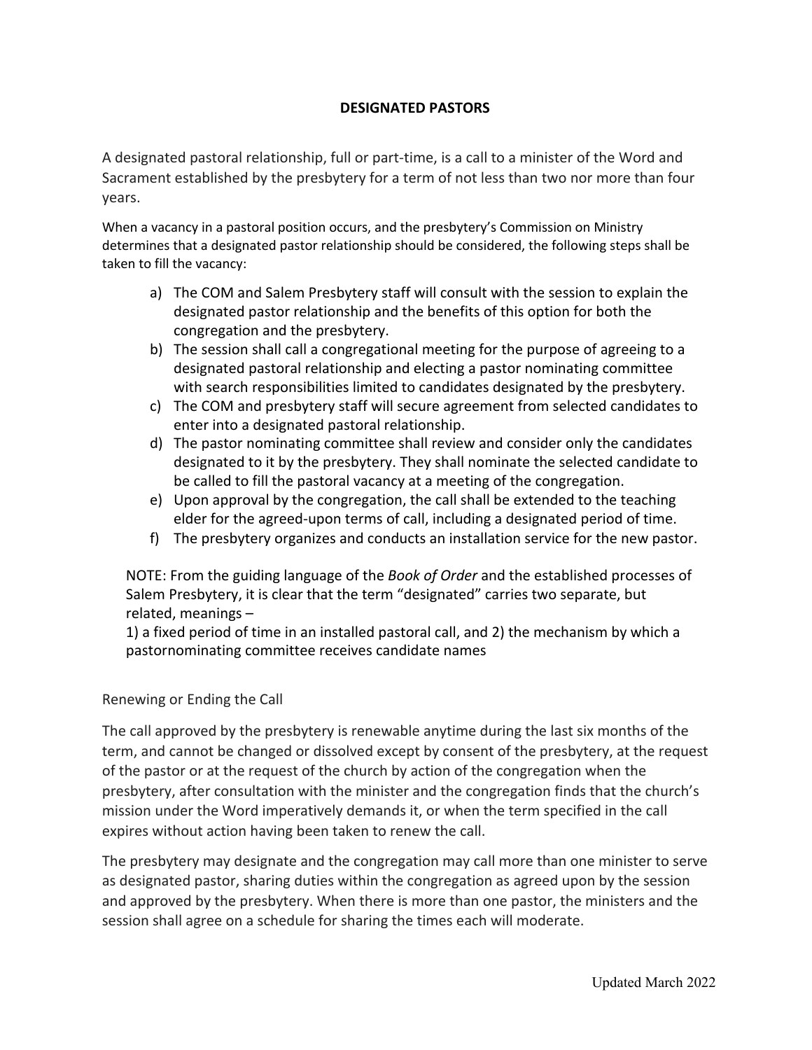# DESIGNATED PASTORS

A designated pastoral relationship, full or part-time, is a call to a minister of the Word and Sacrament established by the presbytery for a term of not less than two nor more than four years.

When a vacancy in a pastoral position occurs, and the presbytery's Commission on Ministry determines that a designated pastor relationship should be considered, the following steps shall be taken to fill the vacancy:

a) The COM and Salem Presbytery staff will consult with the session to explain the designated pastor relationship and the benefits of this option for both the congregation and the presbytery.
b) The session shall call a congregational meeting for the purpose of agreeing to a designated pastoral relationship and electing a pastor nominating committee with search responsibilities limited to candidates designated by the presbytery.
c) The COM and presbytery staff will secure agreement from selected candidates to enter into a designated pastoral relationship.
d) The pastor nominating committee shall review and consider only the candidates designated to it by the presbytery. They shall nominate the selected candidate to be called to fill the pastoral vacancy at a meeting of the congregation.
e) Upon approval by the congregation, the call shall be extended to the teaching elder for the agreed-upon terms of call, including a designated period of time.
f) The presbytery organizes and conducts an installation service for the new pastor.

NOTE: From the guiding language of the *Book of Order* and the established processes of Salem Presbytery, it is clear that the term "designated" carries two separate, but related, meanings –
1) a fixed period of time in an installed pastoral call, and 2) the mechanism by which a pastornominating committee receives candidate names

## Renewing or Ending the Call

The call approved by the presbytery is renewable anytime during the last six months of the term, and cannot be changed or dissolved except by consent of the presbytery, at the request of the pastor or at the request of the church by action of the congregation when the presbytery, after consultation with the minister and the congregation finds that the church's mission under the Word imperatively demands it, or when the term specified in the call expires without action having been taken to renew the call.

The presbytery may designate and the congregation may call more than one minister to serve as designated pastor, sharing duties within the congregation as agreed upon by the session and approved by the presbytery. When there is more than one pastor, the ministers and the session shall agree on a schedule for sharing the times each will moderate.

Updated March 2022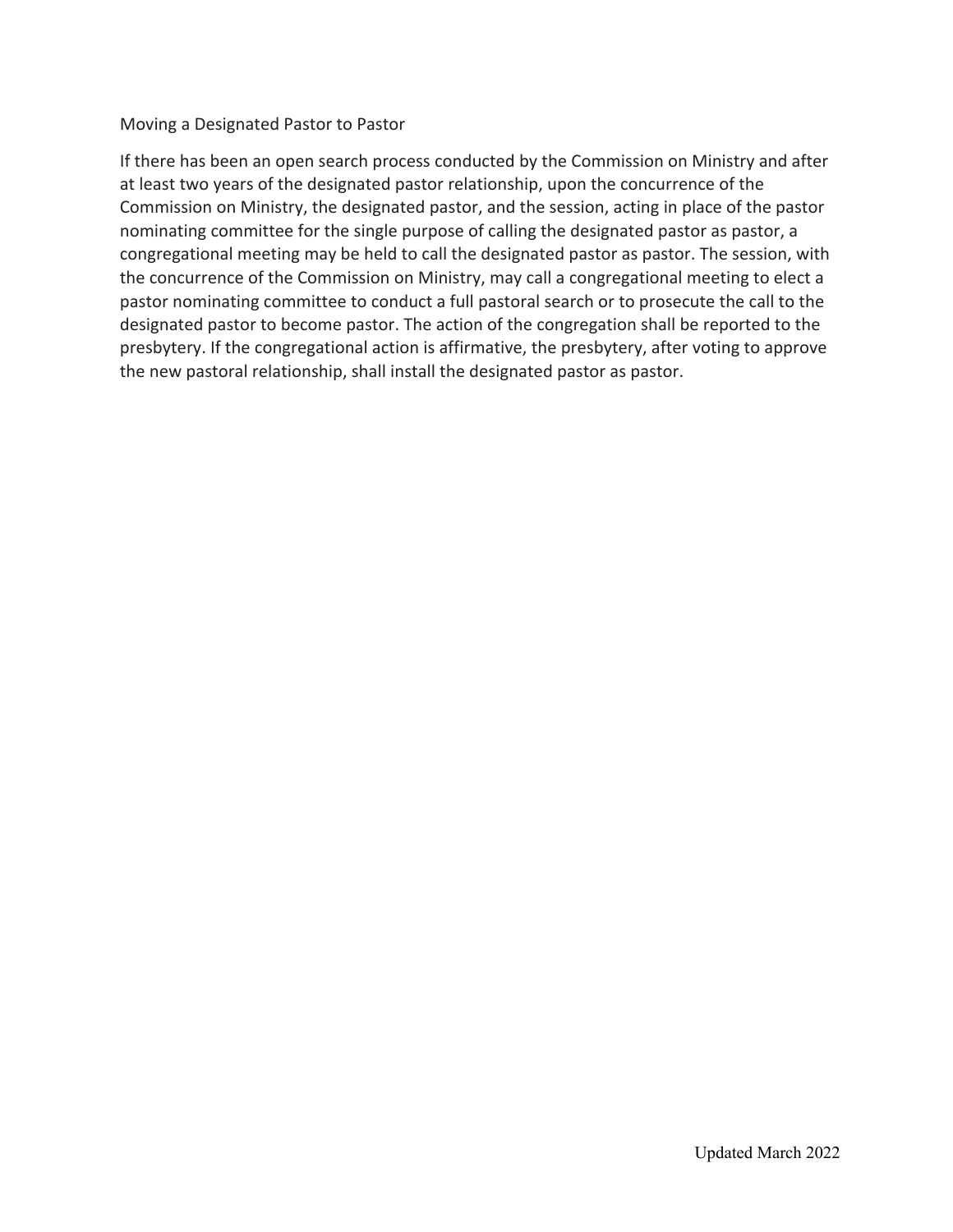## Moving a Designated Pastor to Pastor

If there has been an open search process conducted by the Commission on Ministry and after at least two years of the designated pastor relationship, upon the concurrence of the Commission on Ministry, the designated pastor, and the session, acting in place of the pastor nominating committee for the single purpose of calling the designated pastor as pastor, a congregational meeting may be held to call the designated pastor as pastor. The session, with the concurrence of the Commission on Ministry, may call a congregational meeting to elect a pastor nominating committee to conduct a full pastoral search or to prosecute the call to the designated pastor to become pastor. The action of the congregation shall be reported to the presbytery. If the congregational action is affirmative, the presbytery, after voting to approve the new pastoral relationship, shall install the designated pastor as pastor.

Updated March 2022